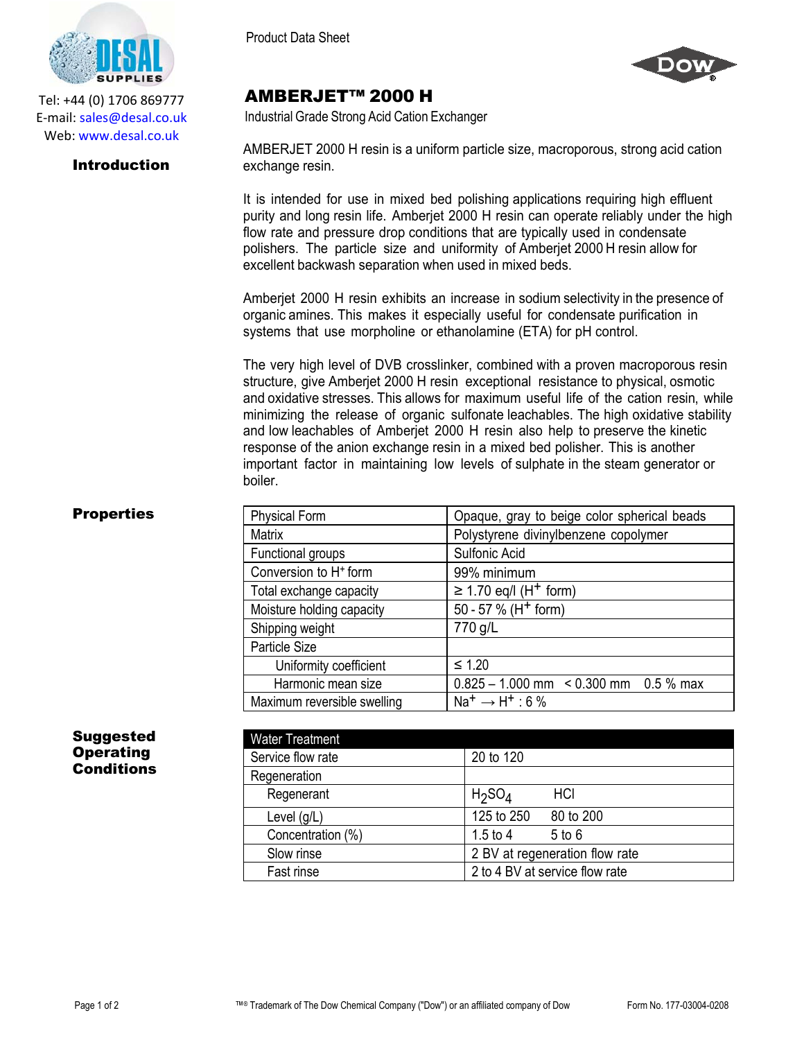Tel: +44 (0) 1706 869777
E-mail: sales@desal.co.uk
Web: www.desal.co.uk

Product Data Sheet

# AMBERJET™ 2000 H

Industrial Grade Strong Acid Cation Exchanger

## Introduction

AMBERJET 2000 H resin is a uniform particle size, macroporous, strong acid cation exchange resin.

It is intended for use in mixed bed polishing applications requiring high effluent purity and long resin life. Amberjet 2000 H resin can operate reliably under the high flow rate and pressure drop conditions that are typically used in condensate polishers. The particle size and uniformity of Amberjet 2000 H resin allow for excellent backwash separation when used in mixed beds.

Amberjet 2000 H resin exhibits an increase in sodium selectivity in the presence of organic amines. This makes it especially useful for condensate purification in systems that use morpholine or ethanolamine (ETA) for pH control.

The very high level of DVB crosslinker, combined with a proven macroporous resin structure, give Amberjet 2000 H resin exceptional resistance to physical, osmotic and oxidative stresses. This allows for maximum useful life of the cation resin, while minimizing the release of organic sulfonate leachables. The high oxidative stability and low leachables of Amberjet 2000 H resin also help to preserve the kinetic response of the anion exchange resin in a mixed bed polisher. This is another important factor in maintaining low levels of sulphate in the steam generator or boiler.

## Properties

| Property | Value |
|---|---|
| Physical Form | Opaque, gray to beige color spherical beads |
| Matrix | Polystyrene divinylbenzene copolymer |
| Functional groups | Sulfonic Acid |
| Conversion to $H^+$ form | 99% minimum |
| Total exchange capacity | ≥ 1.70 eq/l ($H^+$ form) |
| Moisture holding capacity | 50 - 57 % ($H^+$ form) |
| Shipping weight | 770 g/L |
| Particle Size | |
| Uniformity coefficient | ≤ 1.20 |
| Harmonic mean size | 0.825 – 1.000 mm   < 0.300 mm   0.5 % max |
| Maximum reversible swelling | $Na^+ \rightarrow H^+$ : 6 % |

## Suggested Operating Conditions

| Water Treatment | | |
|---|---|---|
| Service flow rate | 20 to 120 | |
| Regeneration | | |
| Regenerant | $H_2SO_4$ | HCl |
| Level (g/L) | 125 to 250 | 80 to 200 |
| Concentration (%) | 1.5 to 4 | 5 to 6 |
| Slow rinse | 2 BV at regeneration flow rate | |
| Fast rinse | 2 to 4 BV at service flow rate | |

™® Trademark of The Dow Chemical Company ("Dow") or an affiliated company of Dow

Form No. 177-03004-0208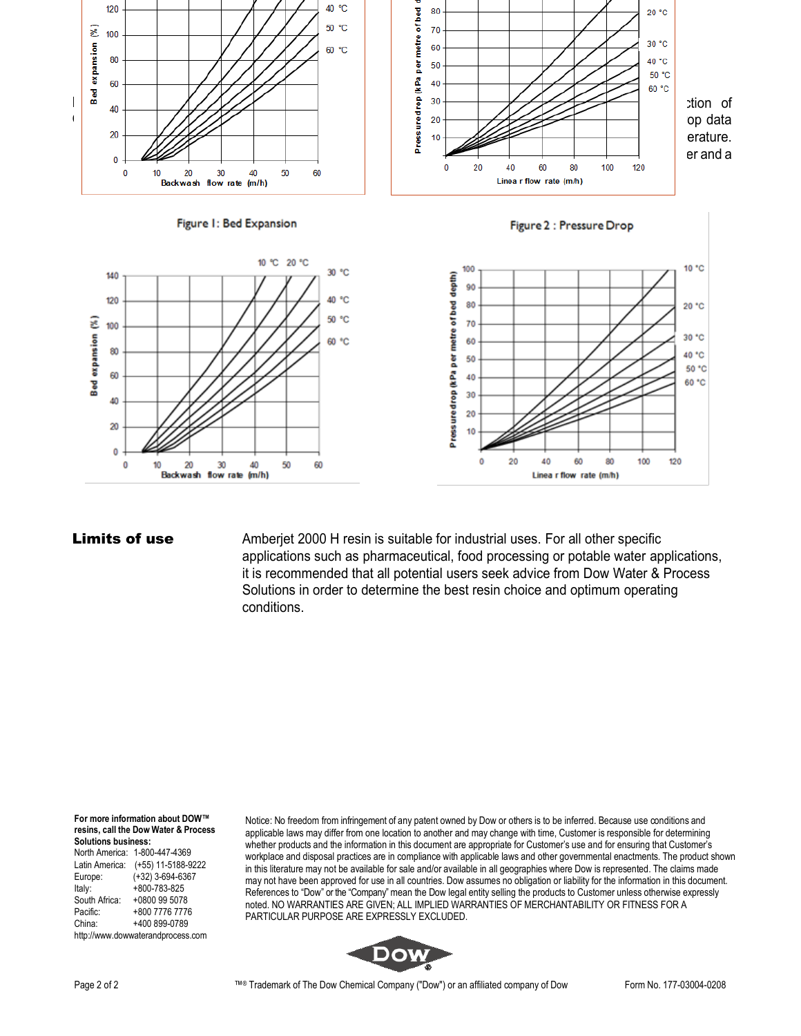120
100
80
60
40
20
0
Bed expansion (%)
0 10 20 30 40 50 60
Backwash flow rate (m/h)
40 °C
50 °C
60 °C

80
70
60
50
40
30
20
10
Pressure drop (kPa per metre of bed d
0 20 40 60 80 100 120
Linear flow rate (m/h)
20 °C
30 °C
40 °C
50 °C
60 °C

ction of
op data
erature.
er and a

Figure 1: Bed Expansion

Figure 2 : Pressure Drop

10 °C 20 °C
30 °C
40 °C
50 °C
60 °C
140
120
100
80
60
40
20
0
Bed expansion (%)
0 10 20 30 40 50 60
Backwash flow rate (m/h)

100
90
80
70
60
50
40
30
20
10
Pressure drop (kPa per metre of bed depth)
0 20 40 60 80 100 120
Linear flow rate (m/h)
10 °C
20 °C
30 °C
40 °C
50 °C
60 °C

**Limits of use**

Amberjet 2000 H resin is suitable for industrial uses. For all other specific applications such as pharmaceutical, food processing or potable water applications, it is recommended that all potential users seek advice from Dow Water & Process Solutions in order to determine the best resin choice and optimum operating conditions.

**For more information about DOW™ resins, call the Dow Water & Process Solutions business:**
North America: 1-800-447-4369
Latin America: (+55) 11-5188-9222
Europe: (+32) 3-694-6367
Italy: +800-783-825
South Africa: +0800 99 5078
Pacific: +800 7776 7776
China: +400 899-0789
http://www.dowwaterandprocess.com

Notice: No freedom from infringement of any patent owned by Dow or others is to be inferred. Because use conditions and applicable laws may differ from one location to another and may change with time, Customer is responsible for determining whether products and the information in this document are appropriate for Customer's use and for ensuring that Customer's workplace and disposal practices are in compliance with applicable laws and other governmental enactments. The product shown in this literature may not be available for sale and/or available in all geographies where Dow is represented. The claims made may not have been approved for use in all countries. Dow assumes no obligation or liability for the information in this document. References to "Dow" or the "Company" mean the Dow legal entity selling the products to Customer unless otherwise expressly noted. NO WARRANTIES ARE GIVEN; ALL IMPLIED WARRANTIES OF MERCHANTABILITY OR FITNESS FOR A PARTICULAR PURPOSE ARE EXPRESSLY EXCLUDED.

DOW

™® Trademark of The Dow Chemical Company ("Dow") or an affiliated company of Dow

Form No. 177-03004-0208